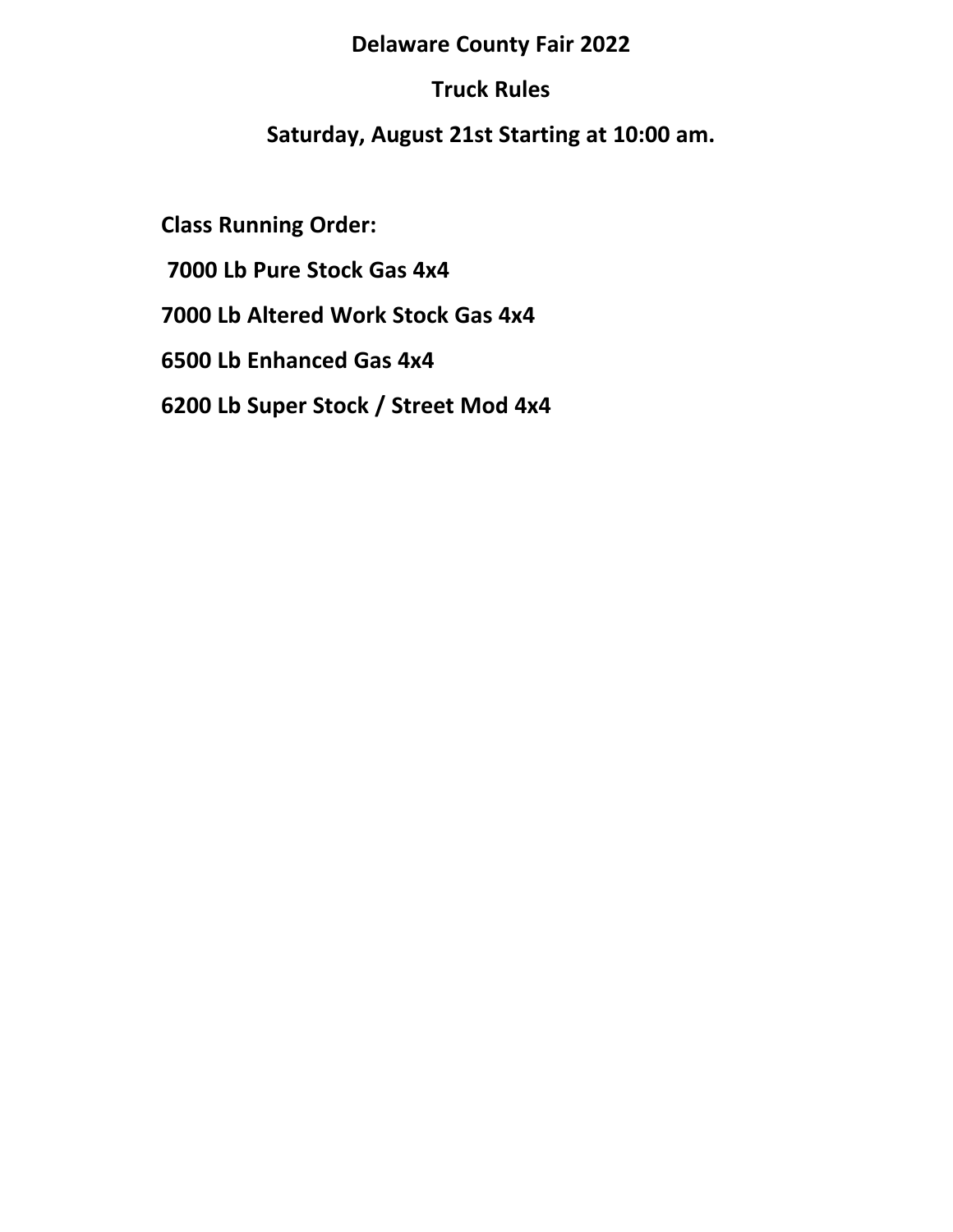# Delaware County Fair 2022

## Truck Rules

### Saturday, August 21st Starting at 10:00 am.

**Class Running Order:**

**7000 Lb Pure Stock Gas 4x4**

**7000 Lb Altered Work Stock Gas 4x4**

**6500 Lb Enhanced Gas 4x4**

**6200 Lb Super Stock / Street Mod 4x4**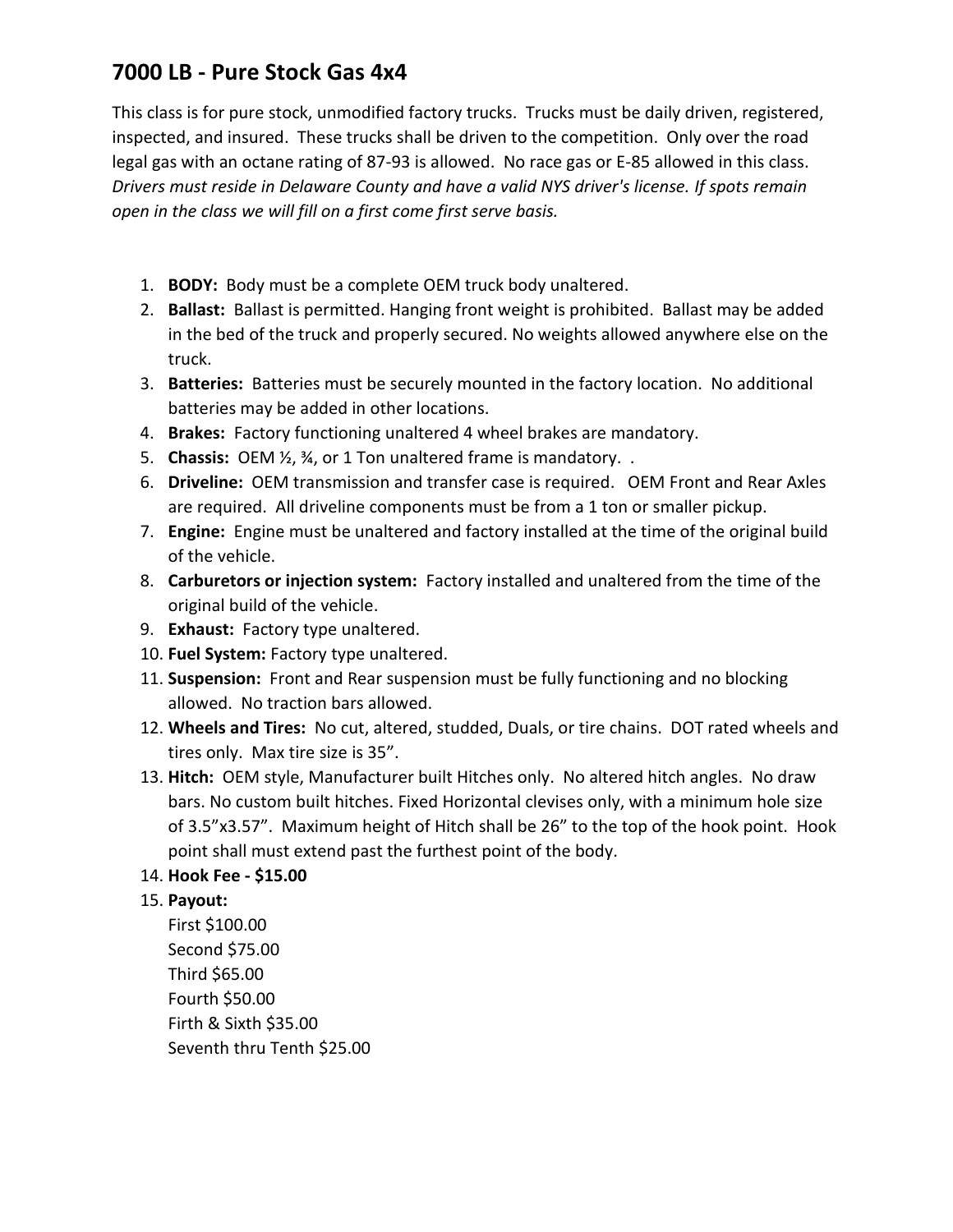## 7000 LB - Pure Stock Gas 4x4

This class is for pure stock, unmodified factory trucks. Trucks must be daily driven, registered, inspected, and insured. These trucks shall be driven to the competition. Only over the road legal gas with an octane rating of 87-93 is allowed. No race gas or E-85 allowed in this class. *Drivers must reside in Delaware County and have a valid NYS driver's license. If spots remain open in the class we will fill on a first come first serve basis.*

1. **BODY:** Body must be a complete OEM truck body unaltered.
2. **Ballast:** Ballast is permitted. Hanging front weight is prohibited. Ballast may be added in the bed of the truck and properly secured. No weights allowed anywhere else on the truck.
3. **Batteries:** Batteries must be securely mounted in the factory location. No additional batteries may be added in other locations.
4. **Brakes:** Factory functioning unaltered 4 wheel brakes are mandatory.
5. **Chassis:** OEM ½, ¾, or 1 Ton unaltered frame is mandatory. .
6. **Driveline:** OEM transmission and transfer case is required. OEM Front and Rear Axles are required. All driveline components must be from a 1 ton or smaller pickup.
7. **Engine:** Engine must be unaltered and factory installed at the time of the original build of the vehicle.
8. **Carburetors or injection system:** Factory installed and unaltered from the time of the original build of the vehicle.
9. **Exhaust:** Factory type unaltered.
10. **Fuel System:** Factory type unaltered.
11. **Suspension:** Front and Rear suspension must be fully functioning and no blocking allowed. No traction bars allowed.
12. **Wheels and Tires:** No cut, altered, studded, Duals, or tire chains. DOT rated wheels and tires only. Max tire size is 35".
13. **Hitch:** OEM style, Manufacturer built Hitches only. No altered hitch angles. No draw bars. No custom built hitches. Fixed Horizontal clevises only, with a minimum hole size of 3.5"x3.57". Maximum height of Hitch shall be 26" to the top of the hook point. Hook point shall must extend past the furthest point of the body.
14. **Hook Fee - $15.00**
15. **Payout:**
    First $100.00
    Second $75.00
    Third $65.00
    Fourth $50.00
    Firth & Sixth $35.00
    Seventh thru Tenth $25.00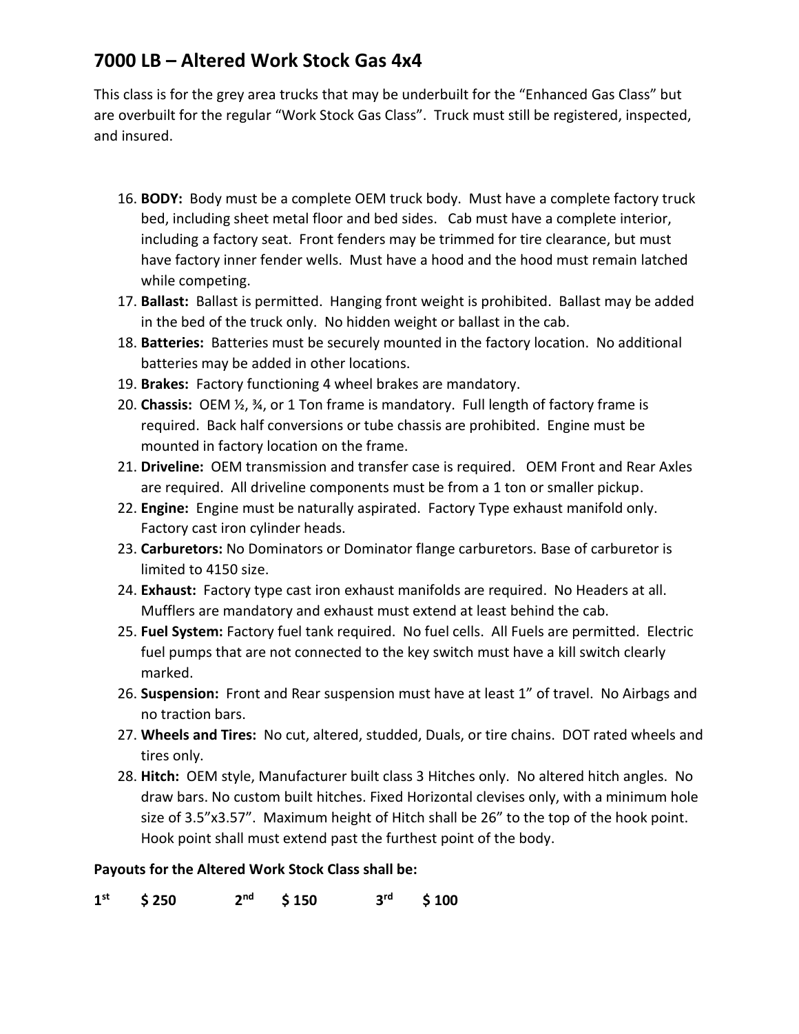## 7000 LB – Altered Work Stock Gas 4x4

This class is for the grey area trucks that may be underbuilt for the "Enhanced Gas Class" but are overbuilt for the regular "Work Stock Gas Class". Truck must still be registered, inspected, and insured.

16. **BODY:** Body must be a complete OEM truck body. Must have a complete factory truck bed, including sheet metal floor and bed sides. Cab must have a complete interior, including a factory seat. Front fenders may be trimmed for tire clearance, but must have factory inner fender wells. Must have a hood and the hood must remain latched while competing.
17. **Ballast:** Ballast is permitted. Hanging front weight is prohibited. Ballast may be added in the bed of the truck only. No hidden weight or ballast in the cab.
18. **Batteries:** Batteries must be securely mounted in the factory location. No additional batteries may be added in other locations.
19. **Brakes:** Factory functioning 4 wheel brakes are mandatory.
20. **Chassis:** OEM ½, ¾, or 1 Ton frame is mandatory. Full length of factory frame is required. Back half conversions or tube chassis are prohibited. Engine must be mounted in factory location on the frame.
21. **Driveline:** OEM transmission and transfer case is required. OEM Front and Rear Axles are required. All driveline components must be from a 1 ton or smaller pickup.
22. **Engine:** Engine must be naturally aspirated. Factory Type exhaust manifold only. Factory cast iron cylinder heads.
23. **Carburetors:** No Dominators or Dominator flange carburetors. Base of carburetor is limited to 4150 size.
24. **Exhaust:** Factory type cast iron exhaust manifolds are required. No Headers at all. Mufflers are mandatory and exhaust must extend at least behind the cab.
25. **Fuel System:** Factory fuel tank required. No fuel cells. All Fuels are permitted. Electric fuel pumps that are not connected to the key switch must have a kill switch clearly marked.
26. **Suspension:** Front and Rear suspension must have at least 1" of travel. No Airbags and no traction bars.
27. **Wheels and Tires:** No cut, altered, studded, Duals, or tire chains. DOT rated wheels and tires only.
28. **Hitch:** OEM style, Manufacturer built class 3 Hitches only. No altered hitch angles. No draw bars. No custom built hitches. Fixed Horizontal clevises only, with a minimum hole size of 3.5"x3.57". Maximum height of Hitch shall be 26" to the top of the hook point. Hook point shall must extend past the furthest point of the body.

**Payouts for the Altered Work Stock Class shall be:**

**1st $ 250 2nd $ 150 3rd $ 100**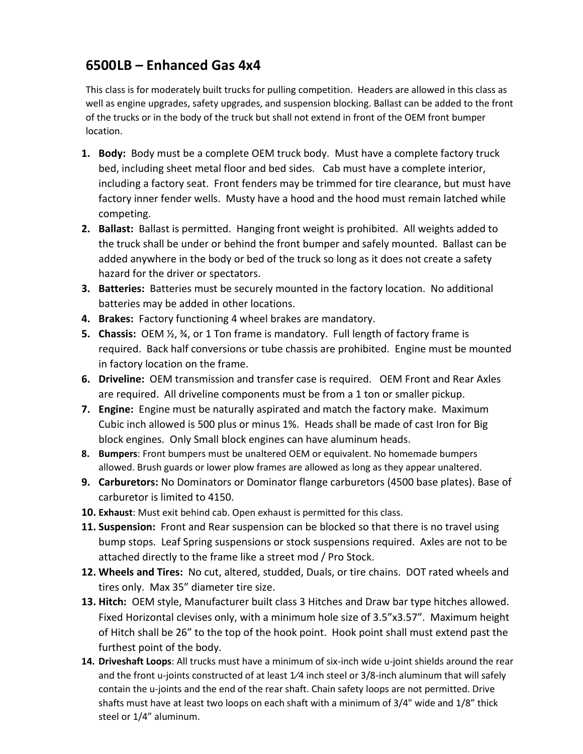## 6500LB – Enhanced Gas 4x4

This class is for moderately built trucks for pulling competition. Headers are allowed in this class as well as engine upgrades, safety upgrades, and suspension blocking. Ballast can be added to the front of the trucks or in the body of the truck but shall not extend in front of the OEM front bumper location.

1. **Body:** Body must be a complete OEM truck body. Must have a complete factory truck bed, including sheet metal floor and bed sides. Cab must have a complete interior, including a factory seat. Front fenders may be trimmed for tire clearance, but must have factory inner fender wells. Musty have a hood and the hood must remain latched while competing.
2. **Ballast:** Ballast is permitted. Hanging front weight is prohibited. All weights added to the truck shall be under or behind the front bumper and safely mounted. Ballast can be added anywhere in the body or bed of the truck so long as it does not create a safety hazard for the driver or spectators.
3. **Batteries:** Batteries must be securely mounted in the factory location. No additional batteries may be added in other locations.
4. **Brakes:** Factory functioning 4 wheel brakes are mandatory.
5. **Chassis:** OEM ½, ¾, or 1 Ton frame is mandatory. Full length of factory frame is required. Back half conversions or tube chassis are prohibited. Engine must be mounted in factory location on the frame.
6. **Driveline:** OEM transmission and transfer case is required. OEM Front and Rear Axles are required. All driveline components must be from a 1 ton or smaller pickup.
7. **Engine:** Engine must be naturally aspirated and match the factory make. Maximum Cubic inch allowed is 500 plus or minus 1%. Heads shall be made of cast Iron for Big block engines. Only Small block engines can have aluminum heads.
8. **Bumpers**: Front bumpers must be unaltered OEM or equivalent. No homemade bumpers allowed. Brush guards or lower plow frames are allowed as long as they appear unaltered.
9. **Carburetors:** No Dominators or Dominator flange carburetors (4500 base plates). Base of carburetor is limited to 4150.
10. **Exhaust**: Must exit behind cab. Open exhaust is permitted for this class.
11. **Suspension:** Front and Rear suspension can be blocked so that there is no travel using bump stops. Leaf Spring suspensions or stock suspensions required. Axles are not to be attached directly to the frame like a street mod / Pro Stock.
12. **Wheels and Tires:** No cut, altered, studded, Duals, or tire chains. DOT rated wheels and tires only. Max 35" diameter tire size.
13. **Hitch:** OEM style, Manufacturer built class 3 Hitches and Draw bar type hitches allowed. Fixed Horizontal clevises only, with a minimum hole size of 3.5"x3.57". Maximum height of Hitch shall be 26" to the top of the hook point. Hook point shall must extend past the furthest point of the body.
14. **Driveshaft Loops**: All trucks must have a minimum of six-inch wide u-joint shields around the rear and the front u-joints constructed of at least 1⁄4 inch steel or 3/8-inch aluminum that will safely contain the u-joints and the end of the rear shaft. Chain safety loops are not permitted. Drive shafts must have at least two loops on each shaft with a minimum of 3/4" wide and 1/8" thick steel or 1/4" aluminum.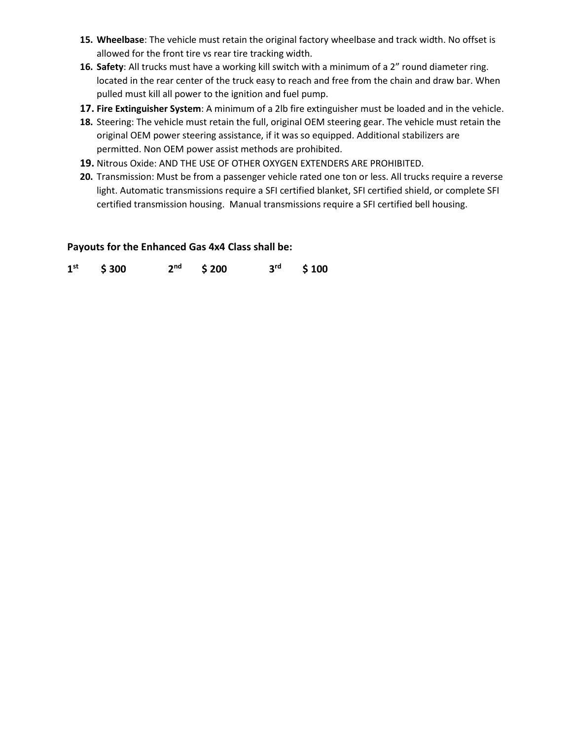15. **Wheelbase**: The vehicle must retain the original factory wheelbase and track width. No offset is allowed for the front tire vs rear tire tracking width.
16. **Safety**: All trucks must have a working kill switch with a minimum of a 2" round diameter ring. located in the rear center of the truck easy to reach and free from the chain and draw bar. When pulled must kill all power to the ignition and fuel pump.
17. **Fire Extinguisher System**: A minimum of a 2lb fire extinguisher must be loaded and in the vehicle.
18. Steering: The vehicle must retain the full, original OEM steering gear. The vehicle must retain the original OEM power steering assistance, if it was so equipped. Additional stabilizers are permitted. Non OEM power assist methods are prohibited.
19. Nitrous Oxide: AND THE USE OF OTHER OXYGEN EXTENDERS ARE PROHIBITED.
20. Transmission: Must be from a passenger vehicle rated one ton or less. All trucks require a reverse light. Automatic transmissions require a SFI certified blanket, SFI certified shield, or complete SFI certified transmission housing. Manual transmissions require a SFI certified bell housing.

**Payouts for the Enhanced Gas 4x4 Class shall be:**

**1st $ 300 2nd $ 200 3rd $ 100**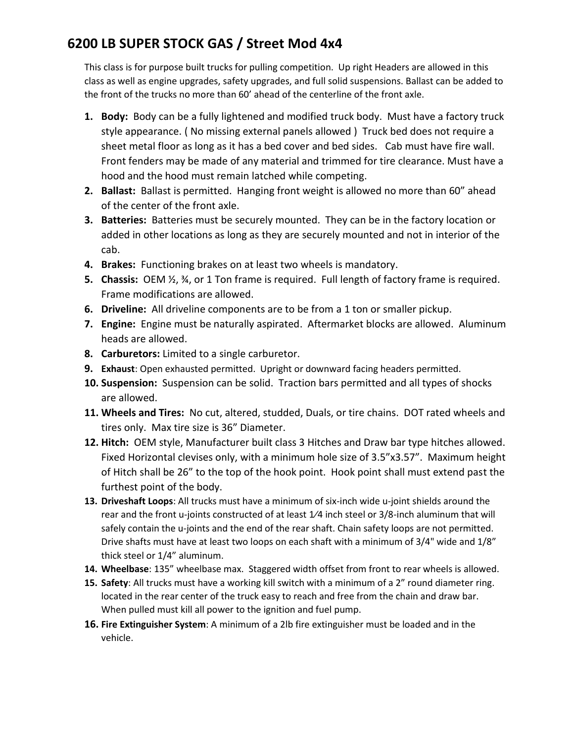## 6200 LB SUPER STOCK GAS / Street Mod 4x4

This class is for purpose built trucks for pulling competition. Up right Headers are allowed in this class as well as engine upgrades, safety upgrades, and full solid suspensions. Ballast can be added to the front of the trucks no more than 60' ahead of the centerline of the front axle.

1. **Body:** Body can be a fully lightened and modified truck body. Must have a factory truck style appearance. ( No missing external panels allowed ) Truck bed does not require a sheet metal floor as long as it has a bed cover and bed sides. Cab must have fire wall. Front fenders may be made of any material and trimmed for tire clearance. Must have a hood and the hood must remain latched while competing.
2. **Ballast:** Ballast is permitted. Hanging front weight is allowed no more than 60" ahead of the center of the front axle.
3. **Batteries:** Batteries must be securely mounted. They can be in the factory location or added in other locations as long as they are securely mounted and not in interior of the cab.
4. **Brakes:** Functioning brakes on at least two wheels is mandatory.
5. **Chassis:** OEM ½, ¾, or 1 Ton frame is required. Full length of factory frame is required. Frame modifications are allowed.
6. **Driveline:** All driveline components are to be from a 1 ton or smaller pickup.
7. **Engine:** Engine must be naturally aspirated. Aftermarket blocks are allowed. Aluminum heads are allowed.
8. **Carburetors:** Limited to a single carburetor.
9. **Exhaust**: Open exhausted permitted. Upright or downward facing headers permitted.
10. **Suspension:** Suspension can be solid. Traction bars permitted and all types of shocks are allowed.
11. **Wheels and Tires:** No cut, altered, studded, Duals, or tire chains. DOT rated wheels and tires only. Max tire size is 36" Diameter.
12. **Hitch:** OEM style, Manufacturer built class 3 Hitches and Draw bar type hitches allowed. Fixed Horizontal clevises only, with a minimum hole size of 3.5"x3.57". Maximum height of Hitch shall be 26" to the top of the hook point. Hook point shall must extend past the furthest point of the body.
13. **Driveshaft Loops**: All trucks must have a minimum of six-inch wide u-joint shields around the rear and the front u-joints constructed of at least 1⁄4 inch steel or 3/8-inch aluminum that will safely contain the u-joints and the end of the rear shaft. Chain safety loops are not permitted. Drive shafts must have at least two loops on each shaft with a minimum of 3/4" wide and 1/8" thick steel or 1/4" aluminum.
14. **Wheelbase**: 135" wheelbase max. Staggered width offset from front to rear wheels is allowed.
15. **Safety**: All trucks must have a working kill switch with a minimum of a 2" round diameter ring. located in the rear center of the truck easy to reach and free from the chain and draw bar. When pulled must kill all power to the ignition and fuel pump.
16. **Fire Extinguisher System**: A minimum of a 2lb fire extinguisher must be loaded and in the vehicle.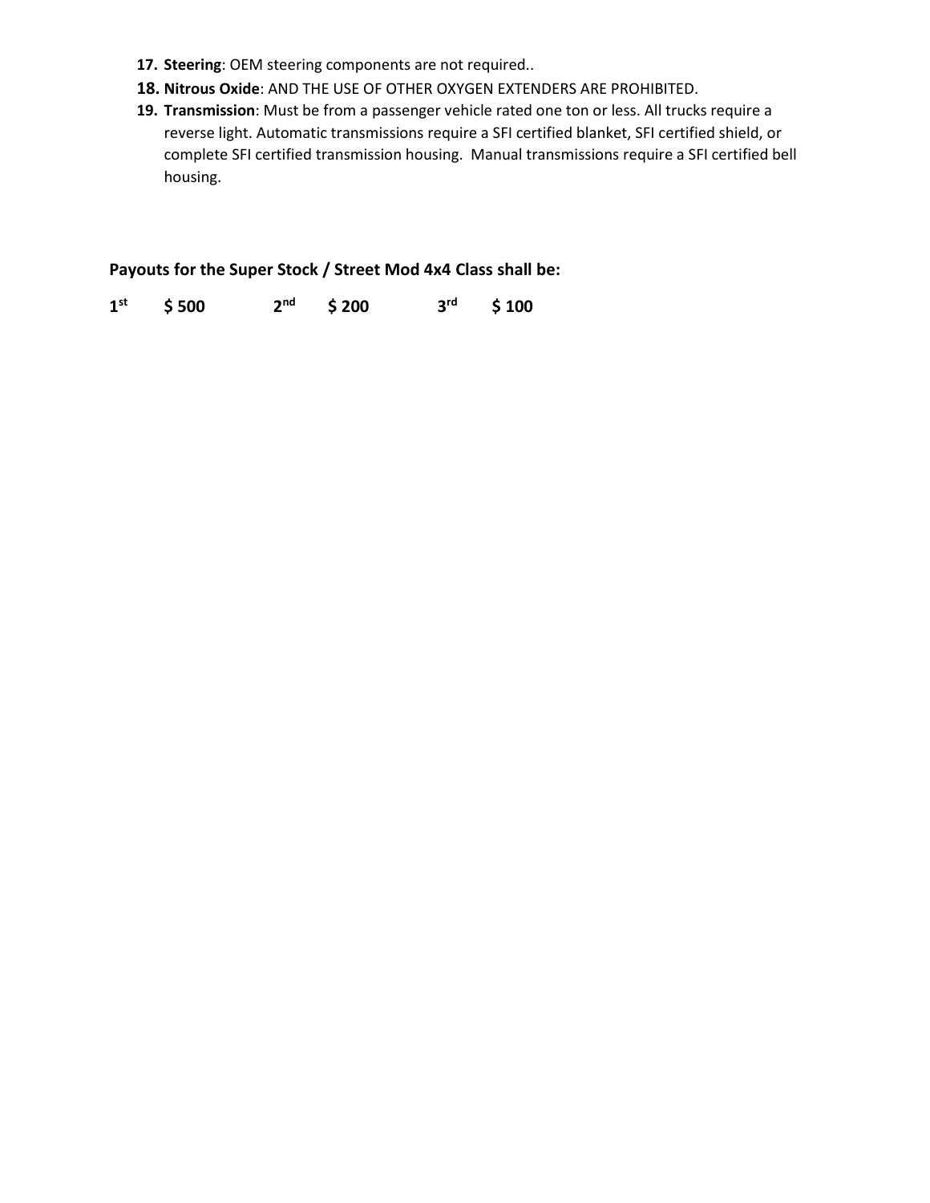17. **Steering**: OEM steering components are not required..
18. **Nitrous Oxide**: AND THE USE OF OTHER OXYGEN EXTENDERS ARE PROHIBITED.
19. **Transmission**: Must be from a passenger vehicle rated one ton or less. All trucks require a reverse light. Automatic transmissions require a SFI certified blanket, SFI certified shield, or complete SFI certified transmission housing. Manual transmissions require a SFI certified bell housing.

**Payouts for the Super Stock / Street Mod 4x4 Class shall be:**

**1st $ 500 2nd $ 200 3rd $ 100**